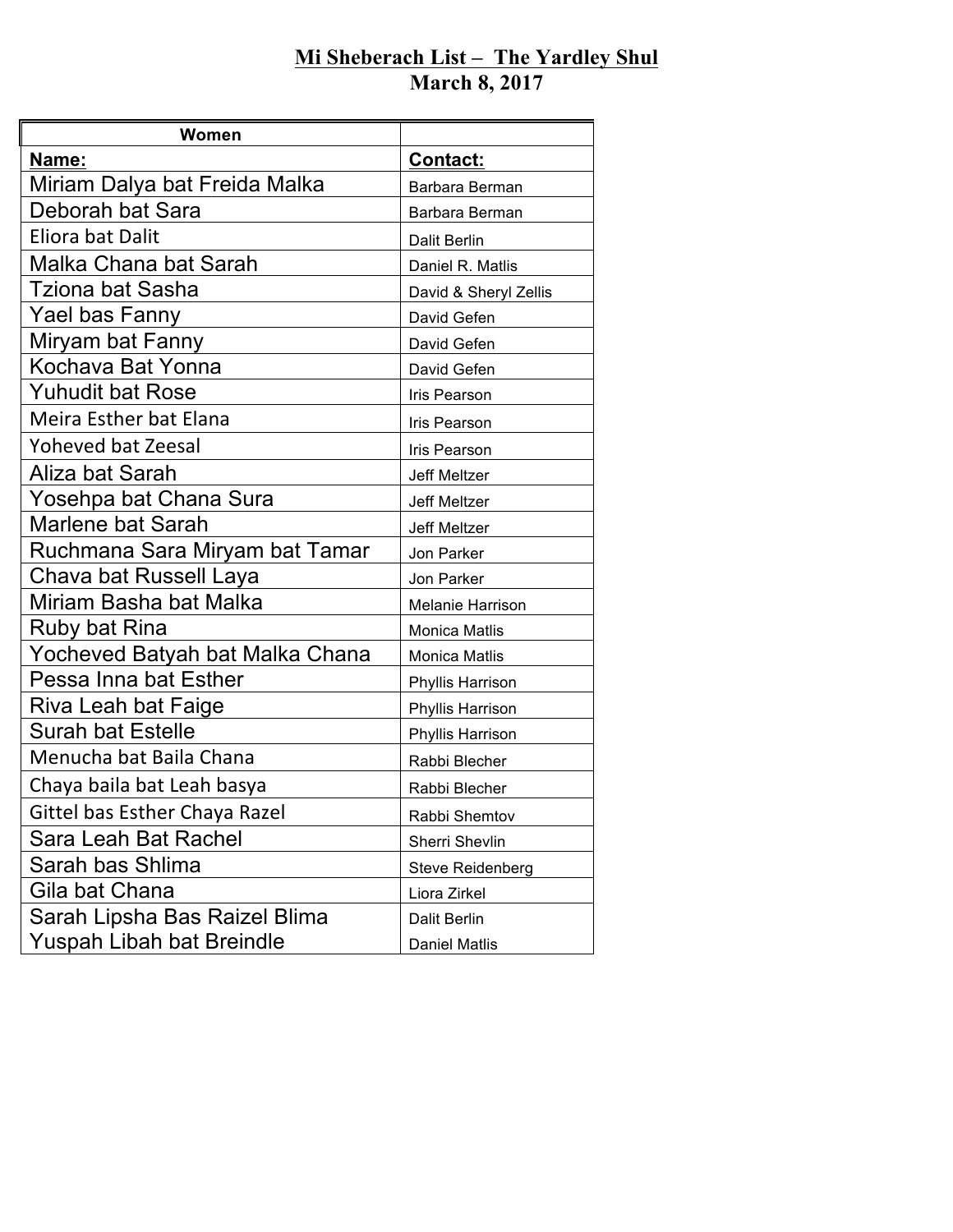# Mi Sheberach List – The Yardley Shul

## March 8, 2017

| Women | |
|---|---|
| **Name:** | **Contact:** |
| Miriam Dalya bat Freida Malka | Barbara Berman |
| Deborah bat Sara | Barbara Berman |
| Eliora bat Dalit | Dalit Berlin |
| Malka Chana bat Sarah | Daniel R. Matlis |
| Tziona bat Sasha | David & Sheryl Zellis |
| Yael bas Fanny | David Gefen |
| Miryam bat Fanny | David Gefen |
| Kochava Bat Yonna | David Gefen |
| Yuhudit bat Rose | Iris Pearson |
| Meira Esther bat Elana | Iris Pearson |
| Yoheved bat Zeesal | Iris Pearson |
| Aliza bat Sarah | Jeff Meltzer |
| Yosehpa bat Chana Sura | Jeff Meltzer |
| Marlene bat Sarah | Jeff Meltzer |
| Ruchmana Sara Miryam bat Tamar | Jon Parker |
| Chava bat Russell Laya | Jon Parker |
| Miriam Basha bat Malka | Melanie Harrison |
| Ruby bat Rina | Monica Matlis |
| Yocheved Batyah bat Malka Chana | Monica Matlis |
| Pessa Inna bat Esther | Phyllis Harrison |
| Riva Leah bat Faige | Phyllis Harrison |
| Surah bat Estelle | Phyllis Harrison |
| Menucha bat Baila Chana | Rabbi Blecher |
| Chaya baila bat Leah basya | Rabbi Blecher |
| Gittel bas Esther Chaya Razel | Rabbi Shemtov |
| Sara Leah Bat Rachel | Sherri Shevlin |
| Sarah bas Shlima | Steve Reidenberg |
| Gila bat Chana | Liora Zirkel |
| Sarah Lipsha Bas Raizel Blima | Dalit Berlin |
| Yuspah Libah bat Breindle | Daniel Matlis |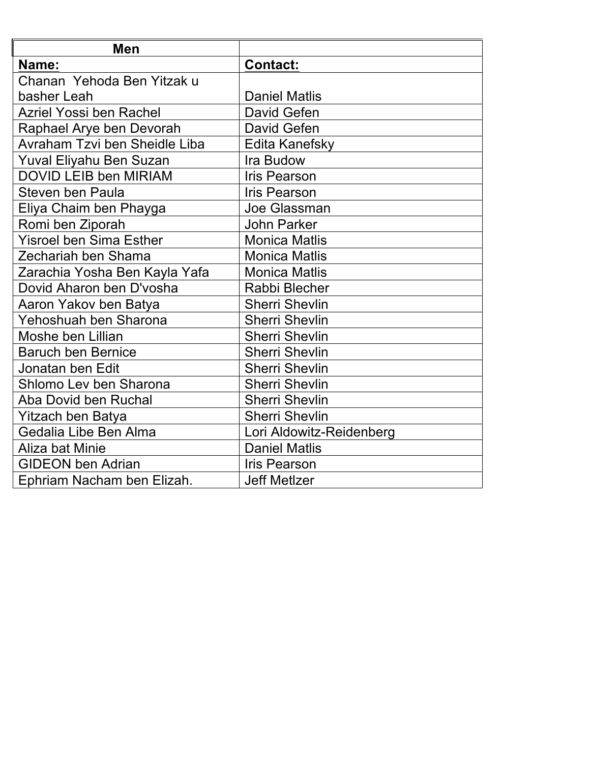| Men | |
|---|---|
| **Name:** | **Contact:** |
| Chanan  Yehoda Ben Yitzak u basher Leah | Daniel Matlis |
| Azriel Yossi ben Rachel | David Gefen |
| Raphael Arye ben Devorah | David Gefen |
| Avraham Tzvi ben Sheidle Liba | Edita Kanefsky |
| Yuval Eliyahu Ben Suzan | Ira Budow |
| DOVID LEIB ben MIRIAM | Iris Pearson |
| Steven ben Paula | Iris Pearson |
| Eliya Chaim ben Phayga | Joe Glassman |
| Romi ben Ziporah | John Parker |
| Yisroel ben Sima Esther | Monica Matlis |
| Zechariah ben Shama | Monica Matlis |
| Zarachia Yosha Ben Kayla Yafa | Monica Matlis |
| Dovid Aharon ben D'vosha | Rabbi Blecher |
| Aaron Yakov ben Batya | Sherri Shevlin |
| Yehoshuah ben Sharona | Sherri Shevlin |
| Moshe ben Lillian | Sherri Shevlin |
| Baruch ben Bernice | Sherri Shevlin |
| Jonatan ben Edit | Sherri Shevlin |
| Shlomo Lev ben Sharona | Sherri Shevlin |
| Aba Dovid ben Ruchal | Sherri Shevlin |
| Yitzach ben Batya | Sherri Shevlin |
| Gedalia Libe Ben Alma | Lori Aldowitz-Reidenberg |
| Aliza bat Minie | Daniel Matlis |
| GIDEON ben Adrian | Iris Pearson |
| Ephriam Nacham ben Elizah. | Jeff Metlzer |